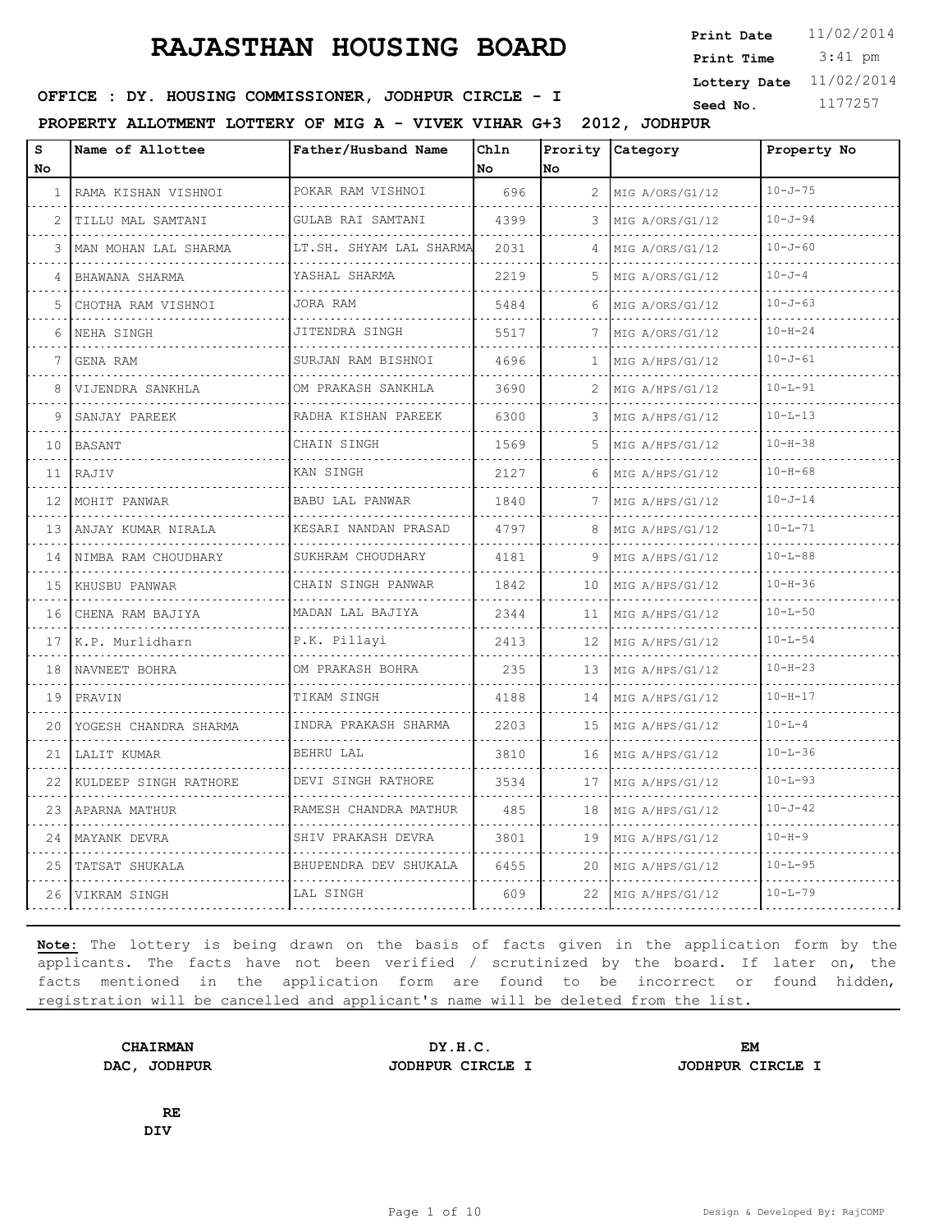# RAJASTHAN HOUSING BOARD

**Print Date** 11/02/2014
**Print Time** 3:41 pm
**Lottery Date** 11/02/2014
**Seed No.** 1177257

**OFFICE : DY. HOUSING COMMISSIONER, JODHPUR CIRCLE - I**

**PROPERTY ALLOTMENT LOTTERY OF MIG A - VIVEK VIHAR G+3 2012, JODHPUR**

| S No | Name of Allottee | Father/Husband Name | Chln No | Prority No | Category | Property No |
|---|---|---|---|---|---|---|
| 1 | RAMA KISHAN VISHNOI | POKAR RAM VISHNOI | 696 | 2 | MIG A/ORS/G1/12 | 10-J-75 |
| 2 | TILLU MAL SAMTANI | GULAB RAI SAMTANI | 4399 | 3 | MIG A/ORS/G1/12 | 10-J-94 |
| 3 | MAN MOHAN LAL SHARMA | LT.SH. SHYAM LAL SHARMA | 2031 | 4 | MIG A/ORS/G1/12 | 10-J-60 |
| 4 | BHAWANA SHARMA | YASHAL SHARMA | 2219 | 5 | MIG A/ORS/G1/12 | 10-J-4 |
| 5 | CHOTHA RAM VISHNOI | JORA RAM | 5484 | 6 | MIG A/ORS/G1/12 | 10-J-63 |
| 6 | NEHA SINGH | JITENDRA SINGH | 5517 | 7 | MIG A/ORS/G1/12 | 10-H-24 |
| 7 | GENA RAM | SURJAN RAM BISHNOI | 4696 | 1 | MIG A/HPS/G1/12 | 10-J-61 |
| 8 | VIJENDRA SANKHLA | OM PRAKASH SANKHLA | 3690 | 2 | MIG A/HPS/G1/12 | 10-L-91 |
| 9 | SANJAY PAREEK | RADHA KISHAN PAREEK | 6300 | 3 | MIG A/HPS/G1/12 | 10-L-13 |
| 10 | BASANT | CHAIN SINGH | 1569 | 5 | MIG A/HPS/G1/12 | 10-H-38 |
| 11 | RAJIV | KAN SINGH | 2127 | 6 | MIG A/HPS/G1/12 | 10-H-68 |
| 12 | MOHIT PANWAR | BABU LAL PANWAR | 1840 | 7 | MIG A/HPS/G1/12 | 10-J-14 |
| 13 | ANJAY KUMAR NIRALA | KESARI NANDAN PRASAD | 4797 | 8 | MIG A/HPS/G1/12 | 10-L-71 |
| 14 | NIMBA RAM CHOUDHARY | SUKHRAM CHOUDHARY | 4181 | 9 | MIG A/HPS/G1/12 | 10-L-88 |
| 15 | KHUSBU PANWAR | CHAIN SINGH PANWAR | 1842 | 10 | MIG A/HPS/G1/12 | 10-H-36 |
| 16 | CHENA RAM BAJIYA | MADAN LAL BAJIYA | 2344 | 11 | MIG A/HPS/G1/12 | 10-L-50 |
| 17 | K.P. Murlidharn | P.K. Pillayi | 2413 | 12 | MIG A/HPS/G1/12 | 10-L-54 |
| 18 | NAVNEET BOHRA | OM PRAKASH BOHRA | 235 | 13 | MIG A/HPS/G1/12 | 10-H-23 |
| 19 | PRAVIN | TIKAM SINGH | 4188 | 14 | MIG A/HPS/G1/12 | 10-H-17 |
| 20 | YOGESH CHANDRA SHARMA | INDRA PRAKASH SHARMA | 2203 | 15 | MIG A/HPS/G1/12 | 10-L-4 |
| 21 | LALIT KUMAR | BEHRU LAL | 3810 | 16 | MIG A/HPS/G1/12 | 10-L-36 |
| 22 | KULDEEP SINGH RATHORE | DEVI SINGH RATHORE | 3534 | 17 | MIG A/HPS/G1/12 | 10-L-93 |
| 23 | APARNA MATHUR | RAMESH CHANDRA MATHUR | 485 | 18 | MIG A/HPS/G1/12 | 10-J-42 |
| 24 | MAYANK DEVRA | SHIV PRAKASH DEVRA | 3801 | 19 | MIG A/HPS/G1/12 | 10-H-9 |
| 25 | TATSAT SHUKALA | BHUPENDRA DEV SHUKALA | 6455 | 20 | MIG A/HPS/G1/12 | 10-L-95 |
| 26 | VIKRAM SINGH | LAL SINGH | 609 | 22 | MIG A/HPS/G1/12 | 10-L-79 |

**Note:** The lottery is being drawn on the basis of facts given in the application form by the applicants. The facts have not been verified / scrutinized by the board. If later on, the facts mentioned in the application form are found to be incorrect or found hidden, registration will be cancelled and applicant's name will be deleted from the list.

**CHAIRMAN**
**DAC, JODHPUR**

**DY.H.C.**
**JODHPUR CIRCLE I**

**EM**
**JODHPUR CIRCLE I**

**RE**
**DIV**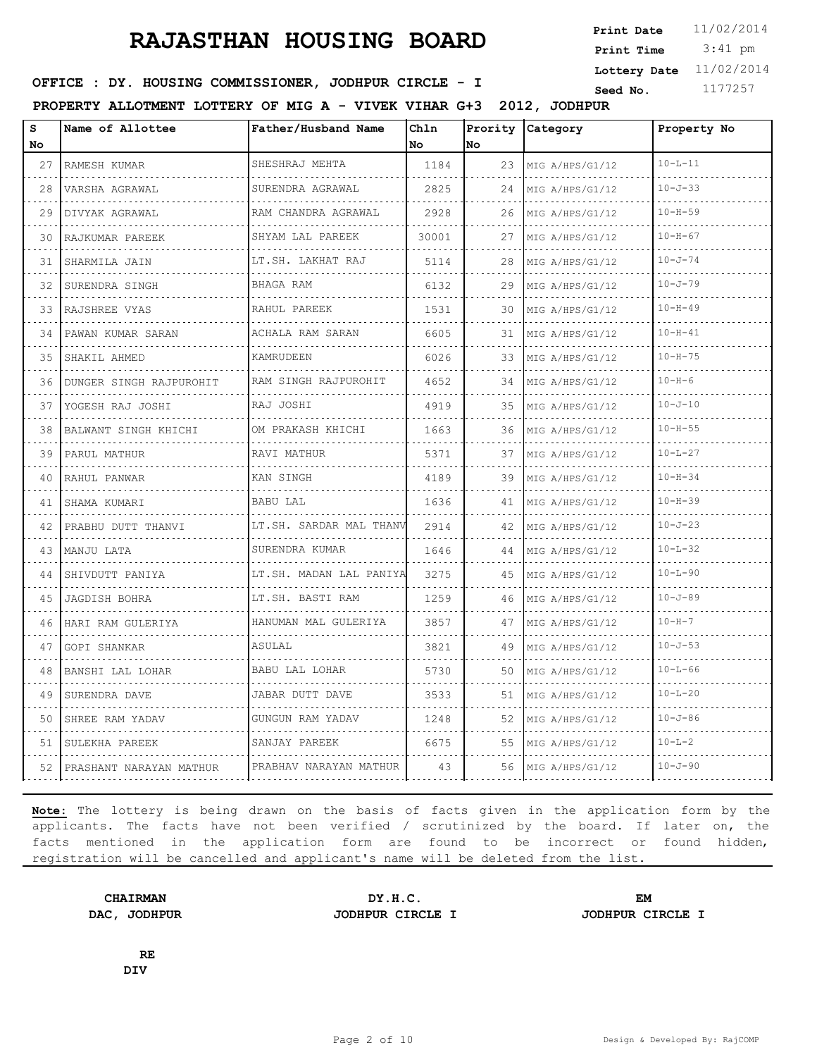# RAJASTHAN HOUSING BOARD

**Print Date** 11/02/2014
**Print Time** 3:41 pm
**Lottery Date** 11/02/2014
**Seed No.** 1177257

**OFFICE : DY. HOUSING COMMISSIONER, JODHPUR CIRCLE - I**

**PROPERTY ALLOTMENT LOTTERY OF MIG A - VIVEK VIHAR G+3 2012, JODHPUR**

| S No | Name of Allottee | Father/Husband Name | Chln No | Prority No | Category | Property No |
|---|---|---|---|---|---|---|
| 27 | RAMESH KUMAR | SHESHRAJ MEHTA | 1184 | 23 | MIG A/HPS/G1/12 | 10-L-11 |
| 28 | VARSHA AGRAWAL | SURENDRA AGRAWAL | 2825 | 24 | MIG A/HPS/G1/12 | 10-J-33 |
| 29 | DIVYAK AGRAWAL | RAM CHANDRA AGRAWAL | 2928 | 26 | MIG A/HPS/G1/12 | 10-H-59 |
| 30 | RAJKUMAR PAREEK | SHYAM LAL PAREEK | 30001 | 27 | MIG A/HPS/G1/12 | 10-H-67 |
| 31 | SHARMILA JAIN | LT.SH. LAKHAT RAJ | 5114 | 28 | MIG A/HPS/G1/12 | 10-J-74 |
| 32 | SURENDRA SINGH | BHAGA RAM | 6132 | 29 | MIG A/HPS/G1/12 | 10-J-79 |
| 33 | RAJSHREE VYAS | RAHUL PAREEK | 1531 | 30 | MIG A/HPS/G1/12 | 10-H-49 |
| 34 | PAWAN KUMAR SARAN | ACHALA RAM SARAN | 6605 | 31 | MIG A/HPS/G1/12 | 10-H-41 |
| 35 | SHAKIL AHMED | KAMRUDEEN | 6026 | 33 | MIG A/HPS/G1/12 | 10-H-75 |
| 36 | DUNGER SINGH RAJPUROHIT | RAM SINGH RAJPUROHIT | 4652 | 34 | MIG A/HPS/G1/12 | 10-H-6 |
| 37 | YOGESH RAJ JOSHI | RAJ JOSHI | 4919 | 35 | MIG A/HPS/G1/12 | 10-J-10 |
| 38 | BALWANT SINGH KHICHI | OM PRAKASH KHICHI | 1663 | 36 | MIG A/HPS/G1/12 | 10-H-55 |
| 39 | PARUL MATHUR | RAVI MATHUR | 5371 | 37 | MIG A/HPS/G1/12 | 10-L-27 |
| 40 | RAHUL PANWAR | KAN SINGH | 4189 | 39 | MIG A/HPS/G1/12 | 10-H-34 |
| 41 | SHAMA KUMARI | BABU LAL | 1636 | 41 | MIG A/HPS/G1/12 | 10-H-39 |
| 42 | PRABHU DUTT THANVI | LT.SH. SARDAR MAL THANV | 2914 | 42 | MIG A/HPS/G1/12 | 10-J-23 |
| 43 | MANJU LATA | SURENDRA KUMAR | 1646 | 44 | MIG A/HPS/G1/12 | 10-L-32 |
| 44 | SHIVDUTT PANIYA | LT.SH. MADAN LAL PANIYA | 3275 | 45 | MIG A/HPS/G1/12 | 10-L-90 |
| 45 | JAGDISH BOHRA | LT.SH. BASTI RAM | 1259 | 46 | MIG A/HPS/G1/12 | 10-J-89 |
| 46 | HARI RAM GULERIYA | HANUMAN MAL GULERIYA | 3857 | 47 | MIG A/HPS/G1/12 | 10-H-7 |
| 47 | GOPI SHANKAR | ASULAL | 3821 | 49 | MIG A/HPS/G1/12 | 10-J-53 |
| 48 | BANSHI LAL LOHAR | BABU LAL LOHAR | 5730 | 50 | MIG A/HPS/G1/12 | 10-L-66 |
| 49 | SURENDRA DAVE | JABAR DUTT DAVE | 3533 | 51 | MIG A/HPS/G1/12 | 10-L-20 |
| 50 | SHREE RAM YADAV | GUNGUN RAM YADAV | 1248 | 52 | MIG A/HPS/G1/12 | 10-J-86 |
| 51 | SULEKHA PAREEK | SANJAY PAREEK | 6675 | 55 | MIG A/HPS/G1/12 | 10-L-2 |
| 52 | PRASHANT NARAYAN MATHUR | PRABHAV NARAYAN MATHUR | 43 | 56 | MIG A/HPS/G1/12 | 10-J-90 |

**Note:** The lottery is being drawn on the basis of facts given in the application form by the applicants. The facts have not been verified / scrutinized by the board. If later on, the facts mentioned in the application form are found to be incorrect or found hidden, registration will be cancelled and applicant's name will be deleted from the list.

**CHAIRMAN**
**DAC, JODHPUR**

**DY.H.C.**
**JODHPUR CIRCLE I**

**EM**
**JODHPUR CIRCLE I**

**RE**
**DIV**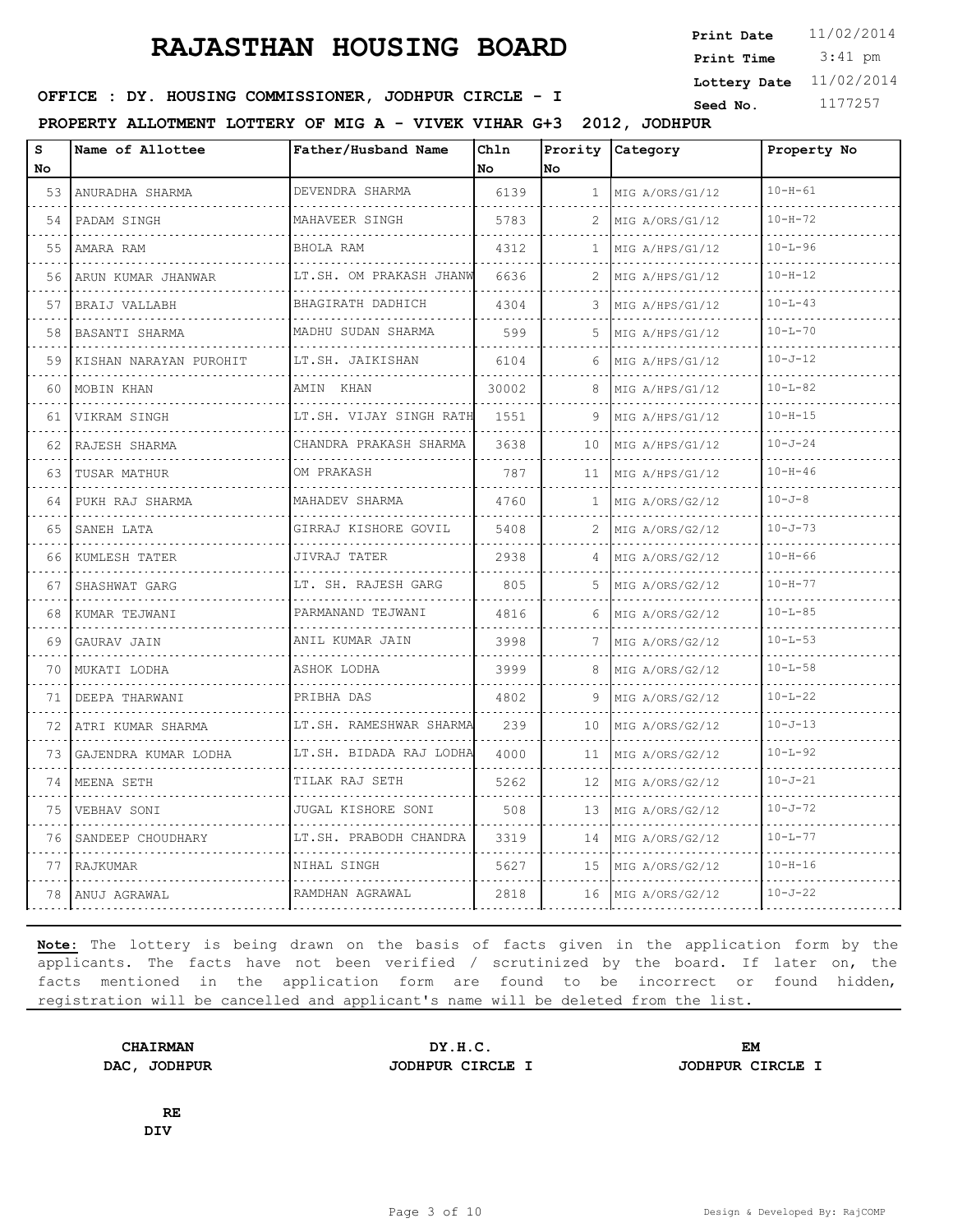# RAJASTHAN HOUSING BOARD

**Print Date** 11/02/2014
**Print Time** 3:41 pm
**Lottery Date** 11/02/2014
**Seed No.** 1177257

**OFFICE : DY. HOUSING COMMISSIONER, JODHPUR CIRCLE - I**

**PROPERTY ALLOTMENT LOTTERY OF MIG A - VIVEK VIHAR G+3 2012, JODHPUR**

| S No | Name of Allottee | Father/Husband Name | Chln No | Prority No | Category | Property No |
|---|---|---|---|---|---|---|
| 53 | ANURADHA SHARMA | DEVENDRA SHARMA | 6139 | 1 | MIG A/ORS/G1/12 | 10-H-61 |
| 54 | PADAM SINGH | MAHAVEER SINGH | 5783 | 2 | MIG A/ORS/G1/12 | 10-H-72 |
| 55 | AMARA RAM | BHOLA RAM | 4312 | 1 | MIG A/HPS/G1/12 | 10-L-96 |
| 56 | ARUN KUMAR JHANWAR | LT.SH. OM PRAKASH JHANW | 6636 | 2 | MIG A/HPS/G1/12 | 10-H-12 |
| 57 | BRAIJ VALLABH | BHAGIRATH DADHICH | 4304 | 3 | MIG A/HPS/G1/12 | 10-L-43 |
| 58 | BASANTI SHARMA | MADHU SUDAN SHARMA | 599 | 5 | MIG A/HPS/G1/12 | 10-L-70 |
| 59 | KISHAN NARAYAN PUROHIT | LT.SH. JAIKISHAN | 6104 | 6 | MIG A/HPS/G1/12 | 10-J-12 |
| 60 | MOBIN KHAN | AMIN KHAN | 30002 | 8 | MIG A/HPS/G1/12 | 10-L-82 |
| 61 | VIKRAM SINGH | LT.SH. VIJAY SINGH RATH | 1551 | 9 | MIG A/HPS/G1/12 | 10-H-15 |
| 62 | RAJESH SHARMA | CHANDRA PRAKASH SHARMA | 3638 | 10 | MIG A/HPS/G1/12 | 10-J-24 |
| 63 | TUSAR MATHUR | OM PRAKASH | 787 | 11 | MIG A/HPS/G1/12 | 10-H-46 |
| 64 | PUKH RAJ SHARMA | MAHADEV SHARMA | 4760 | 1 | MIG A/ORS/G2/12 | 10-J-8 |
| 65 | SANEH LATA | GIRRAJ KISHORE GOVIL | 5408 | 2 | MIG A/ORS/G2/12 | 10-J-73 |
| 66 | KUMLESH TATER | JIVRAJ TATER | 2938 | 4 | MIG A/ORS/G2/12 | 10-H-66 |
| 67 | SHASHWAT GARG | LT. SH. RAJESH GARG | 805 | 5 | MIG A/ORS/G2/12 | 10-H-77 |
| 68 | KUMAR TEJWANI | PARMANAND TEJWANI | 4816 | 6 | MIG A/ORS/G2/12 | 10-L-85 |
| 69 | GAURAV JAIN | ANIL KUMAR JAIN | 3998 | 7 | MIG A/ORS/G2/12 | 10-L-53 |
| 70 | MUKATI LODHA | ASHOK LODHA | 3999 | 8 | MIG A/ORS/G2/12 | 10-L-58 |
| 71 | DEEPA THARWANI | PRIBHA DAS | 4802 | 9 | MIG A/ORS/G2/12 | 10-L-22 |
| 72 | ATRI KUMAR SHARMA | LT.SH. RAMESHWAR SHARMA | 239 | 10 | MIG A/ORS/G2/12 | 10-J-13 |
| 73 | GAJENDRA KUMAR LODHA | LT.SH. BIDADA RAJ LODHA | 4000 | 11 | MIG A/ORS/G2/12 | 10-L-92 |
| 74 | MEENA SETH | TILAK RAJ SETH | 5262 | 12 | MIG A/ORS/G2/12 | 10-J-21 |
| 75 | VEBHAV SONI | JUGAL KISHORE SONI | 508 | 13 | MIG A/ORS/G2/12 | 10-J-72 |
| 76 | SANDEEP CHOUDHARY | LT.SH. PRABODH CHANDRA | 3319 | 14 | MIG A/ORS/G2/12 | 10-L-77 |
| 77 | RAJKUMAR | NIHAL SINGH | 5627 | 15 | MIG A/ORS/G2/12 | 10-H-16 |
| 78 | ANUJ AGRAWAL | RAMDHAN AGRAWAL | 2818 | 16 | MIG A/ORS/G2/12 | 10-J-22 |

**Note:** The lottery is being drawn on the basis of facts given in the application form by the applicants. The facts have not been verified / scrutinized by the board. If later on, the facts mentioned in the application form are found to be incorrect or found hidden, registration will be cancelled and applicant's name will be deleted from the list.

**CHAIRMAN**
**DAC, JODHPUR**

**DY.H.C.**
**JODHPUR CIRCLE I**

**EM**
**JODHPUR CIRCLE I**

**RE**
**DIV**

Design & Developed By: RajCOMP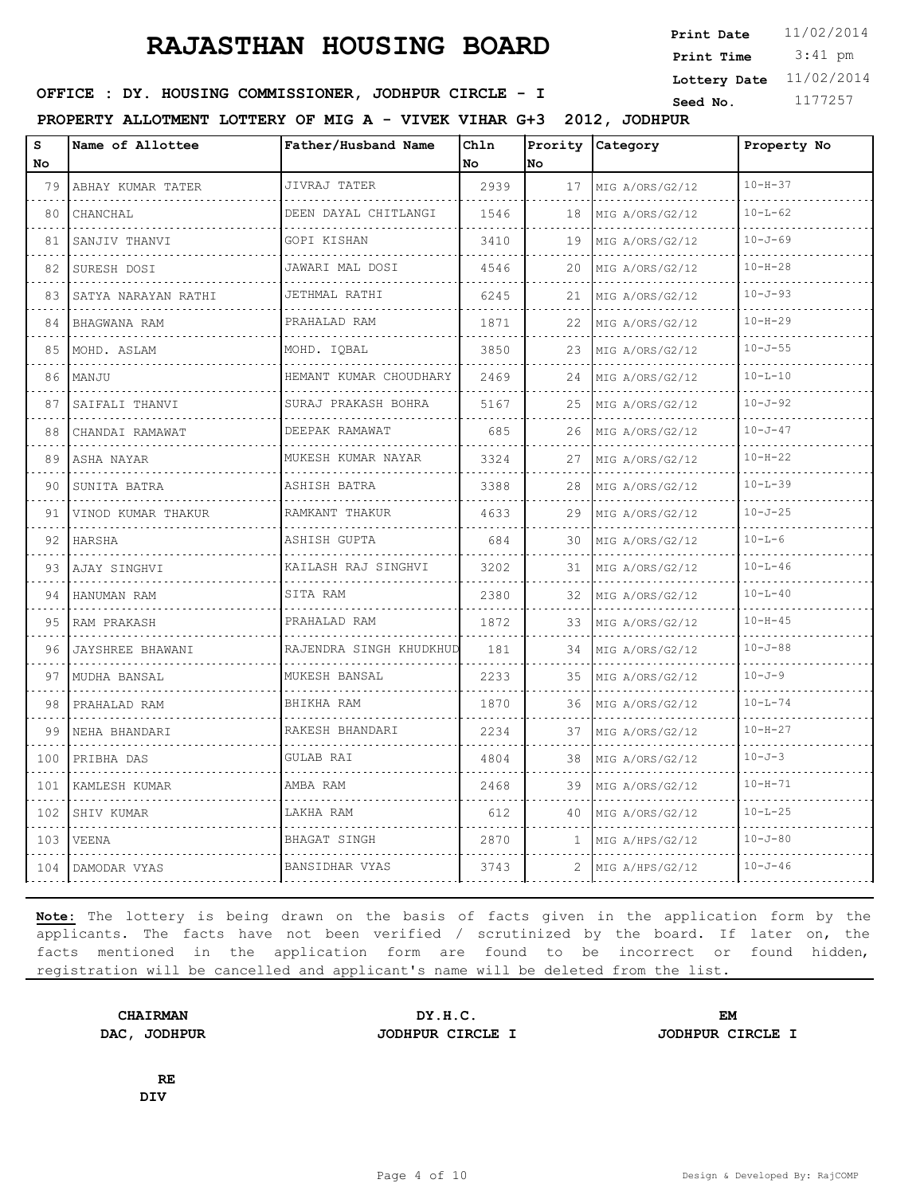# RAJASTHAN HOUSING BOARD

**Print Date** 11/02/2014
**Print Time** 3:41 pm
**Lottery Date** 11/02/2014
**Seed No.** 1177257

**OFFICE : DY. HOUSING COMMISSIONER, JODHPUR CIRCLE - I**

**PROPERTY ALLOTMENT LOTTERY OF MIG A - VIVEK VIHAR G+3 2012, JODHPUR**

| S No | Name of Allottee | Father/Husband Name | Chln No | Prority No | Category | Property No |
|---|---|---|---|---|---|---|
| 79 | ABHAY KUMAR TATER | JIVRAJ TATER | 2939 | 17 | MIG A/ORS/G2/12 | 10-H-37 |
| 80 | CHANCHAL | DEEN DAYAL CHITLANGI | 1546 | 18 | MIG A/ORS/G2/12 | 10-L-62 |
| 81 | SANJIV THANVI | GOPI KISHAN | 3410 | 19 | MIG A/ORS/G2/12 | 10-J-69 |
| 82 | SURESH DOSI | JAWARI MAL DOSI | 4546 | 20 | MIG A/ORS/G2/12 | 10-H-28 |
| 83 | SATYA NARAYAN RATHI | JETHMAL RATHI | 6245 | 21 | MIG A/ORS/G2/12 | 10-J-93 |
| 84 | BHAGWANA RAM | PRAHALAD RAM | 1871 | 22 | MIG A/ORS/G2/12 | 10-H-29 |
| 85 | MOHD. ASLAM | MOHD. IQBAL | 3850 | 23 | MIG A/ORS/G2/12 | 10-J-55 |
| 86 | MANJU | HEMANT KUMAR CHOUDHARY | 2469 | 24 | MIG A/ORS/G2/12 | 10-L-10 |
| 87 | SAIFALI THANVI | SURAJ PRAKASH BOHRA | 5167 | 25 | MIG A/ORS/G2/12 | 10-J-92 |
| 88 | CHANDAI RAMAWAT | DEEPAK RAMAWAT | 685 | 26 | MIG A/ORS/G2/12 | 10-J-47 |
| 89 | ASHA NAYAR | MUKESH KUMAR NAYAR | 3324 | 27 | MIG A/ORS/G2/12 | 10-H-22 |
| 90 | SUNITA BATRA | ASHISH BATRA | 3388 | 28 | MIG A/ORS/G2/12 | 10-L-39 |
| 91 | VINOD KUMAR THAKUR | RAMKANT THAKUR | 4633 | 29 | MIG A/ORS/G2/12 | 10-J-25 |
| 92 | HARSHA | ASHISH GUPTA | 684 | 30 | MIG A/ORS/G2/12 | 10-L-6 |
| 93 | AJAY SINGHVI | KAILASH RAJ SINGHVI | 3202 | 31 | MIG A/ORS/G2/12 | 10-L-46 |
| 94 | HANUMAN RAM | SITA RAM | 2380 | 32 | MIG A/ORS/G2/12 | 10-L-40 |
| 95 | RAM PRAKASH | PRAHALAD RAM | 1872 | 33 | MIG A/ORS/G2/12 | 10-H-45 |
| 96 | JAYSHREE BHAWANI | RAJENDRA SINGH KHUDKHUD | 181 | 34 | MIG A/ORS/G2/12 | 10-J-88 |
| 97 | MUDHA BANSAL | MUKESH BANSAL | 2233 | 35 | MIG A/ORS/G2/12 | 10-J-9 |
| 98 | PRAHALAD RAM | BHIKHA RAM | 1870 | 36 | MIG A/ORS/G2/12 | 10-L-74 |
| 99 | NEHA BHANDARI | RAKESH BHANDARI | 2234 | 37 | MIG A/ORS/G2/12 | 10-H-27 |
| 100 | PRIBHA DAS | GULAB RAI | 4804 | 38 | MIG A/ORS/G2/12 | 10-J-3 |
| 101 | KAMLESH KUMAR | AMBA RAM | 2468 | 39 | MIG A/ORS/G2/12 | 10-H-71 |
| 102 | SHIV KUMAR | LAKHA RAM | 612 | 40 | MIG A/ORS/G2/12 | 10-L-25 |
| 103 | VEENA | BHAGAT SINGH | 2870 | 1 | MIG A/HPS/G2/12 | 10-J-80 |
| 104 | DAMODAR VYAS | BANSIDHAR VYAS | 3743 | 2 | MIG A/HPS/G2/12 | 10-J-46 |

**Note:** The lottery is being drawn on the basis of facts given in the application form by the applicants. The facts have not been verified / scrutinized by the board. If later on, the facts mentioned in the application form are found to be incorrect or found hidden, registration will be cancelled and applicant's name will be deleted from the list.

**CHAIRMAN**
**DAC, JODHPUR**

**DY.H.C.**
**JODHPUR CIRCLE I**

**EM**
**JODHPUR CIRCLE I**

**RE**
**DIV**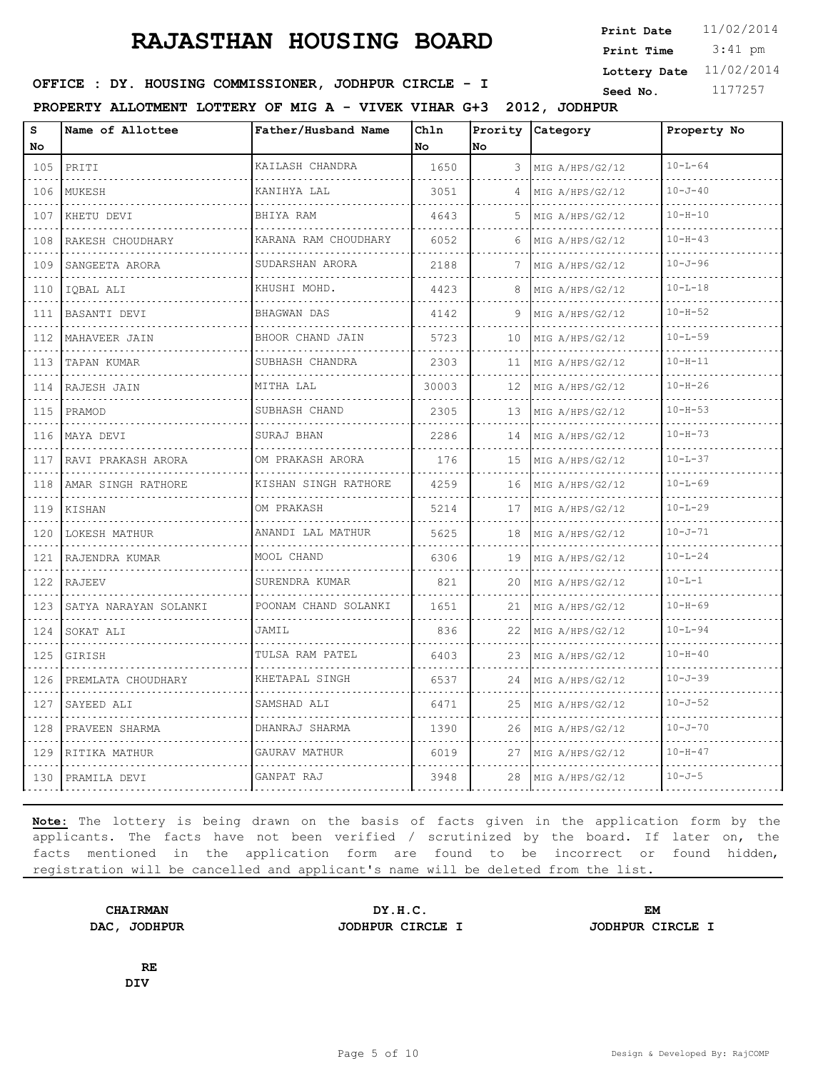# RAJASTHAN HOUSING BOARD

**Print Date** 11/02/2014
**Print Time** 3:41 pm
**Lottery Date** 11/02/2014
**Seed No.** 1177257

**OFFICE : DY. HOUSING COMMISSIONER, JODHPUR CIRCLE - I**

**PROPERTY ALLOTMENT LOTTERY OF MIG A - VIVEK VIHAR G+3 2012, JODHPUR**

| S No | Name of Allottee | Father/Husband Name | Chln No | Prority No | Category | Property No |
|---|---|---|---|---|---|---|
| 105 | PRITI | KAILASH CHANDRA | 1650 | 3 | MIG A/HPS/G2/12 | 10-L-64 |
| 106 | MUKESH | KANIHYA LAL | 3051 | 4 | MIG A/HPS/G2/12 | 10-J-40 |
| 107 | KHETU DEVI | BHIYA RAM | 4643 | 5 | MIG A/HPS/G2/12 | 10-H-10 |
| 108 | RAKESH CHOUDHARY | KARANA RAM CHOUDHARY | 6052 | 6 | MIG A/HPS/G2/12 | 10-H-43 |
| 109 | SANGEETA ARORA | SUDARSHAN ARORA | 2188 | 7 | MIG A/HPS/G2/12 | 10-J-96 |
| 110 | IQBAL ALI | KHUSHI MOHD. | 4423 | 8 | MIG A/HPS/G2/12 | 10-L-18 |
| 111 | BASANTI DEVI | BHAGWAN DAS | 4142 | 9 | MIG A/HPS/G2/12 | 10-H-52 |
| 112 | MAHAVEER JAIN | BHOOR CHAND JAIN | 5723 | 10 | MIG A/HPS/G2/12 | 10-L-59 |
| 113 | TAPAN KUMAR | SUBHASH CHANDRA | 2303 | 11 | MIG A/HPS/G2/12 | 10-H-11 |
| 114 | RAJESH JAIN | MITHA LAL | 30003 | 12 | MIG A/HPS/G2/12 | 10-H-26 |
| 115 | PRAMOD | SUBHASH CHAND | 2305 | 13 | MIG A/HPS/G2/12 | 10-H-53 |
| 116 | MAYA DEVI | SURAJ BHAN | 2286 | 14 | MIG A/HPS/G2/12 | 10-H-73 |
| 117 | RAVI PRAKASH ARORA | OM PRAKASH ARORA | 176 | 15 | MIG A/HPS/G2/12 | 10-L-37 |
| 118 | AMAR SINGH RATHORE | KISHAN SINGH RATHORE | 4259 | 16 | MIG A/HPS/G2/12 | 10-L-69 |
| 119 | KISHAN | OM PRAKASH | 5214 | 17 | MIG A/HPS/G2/12 | 10-L-29 |
| 120 | LOKESH MATHUR | ANANDI LAL MATHUR | 5625 | 18 | MIG A/HPS/G2/12 | 10-J-71 |
| 121 | RAJENDRA KUMAR | MOOL CHAND | 6306 | 19 | MIG A/HPS/G2/12 | 10-L-24 |
| 122 | RAJEEV | SURENDRA KUMAR | 821 | 20 | MIG A/HPS/G2/12 | 10-L-1 |
| 123 | SATYA NARAYAN SOLANKI | POONAM CHAND SOLANKI | 1651 | 21 | MIG A/HPS/G2/12 | 10-H-69 |
| 124 | SOKAT ALI | JAMIL | 836 | 22 | MIG A/HPS/G2/12 | 10-L-94 |
| 125 | GIRISH | TULSA RAM PATEL | 6403 | 23 | MIG A/HPS/G2/12 | 10-H-40 |
| 126 | PREMLATA CHOUDHARY | KHETAPAL SINGH | 6537 | 24 | MIG A/HPS/G2/12 | 10-J-39 |
| 127 | SAYEED ALI | SAMSHAD ALI | 6471 | 25 | MIG A/HPS/G2/12 | 10-J-52 |
| 128 | PRAVEEN SHARMA | DHANRAJ SHARMA | 1390 | 26 | MIG A/HPS/G2/12 | 10-J-70 |
| 129 | RITIKA MATHUR | GAURAV MATHUR | 6019 | 27 | MIG A/HPS/G2/12 | 10-H-47 |
| 130 | PRAMILA DEVI | GANPAT RAJ | 3948 | 28 | MIG A/HPS/G2/12 | 10-J-5 |

**Note:** The lottery is being drawn on the basis of facts given in the application form by the applicants. The facts have not been verified / scrutinized by the board. If later on, the facts mentioned in the application form are found to be incorrect or found hidden, registration will be cancelled and applicant's name will be deleted from the list.

**CHAIRMAN**
**DAC, JODHPUR**

**DY.H.C.**
**JODHPUR CIRCLE I**

**EM**
**JODHPUR CIRCLE I**

**RE**
**DIV**

Design & Developed By: RajCOMP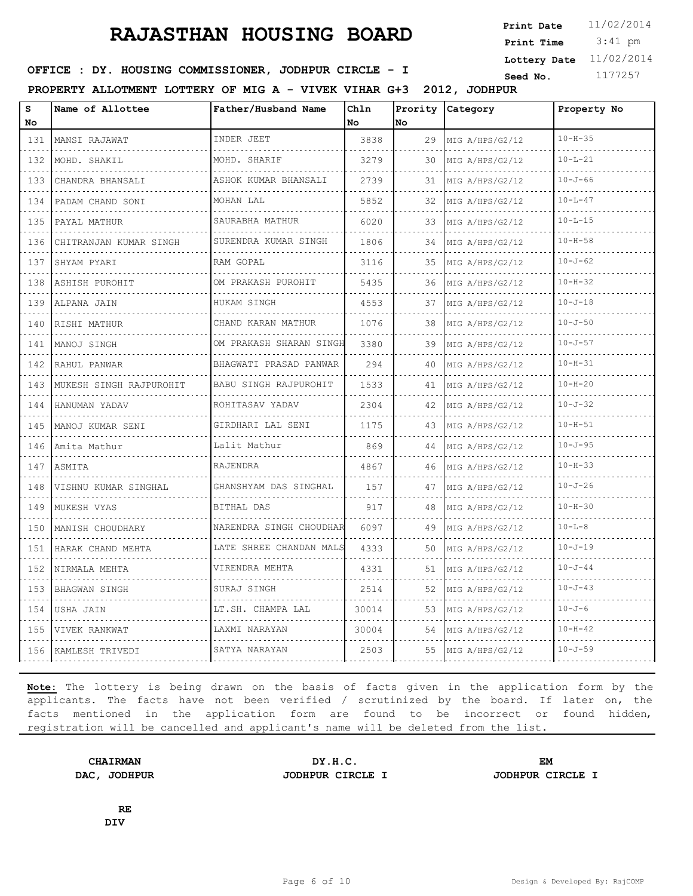# RAJASTHAN HOUSING BOARD

**Print Date** 11/02/2014
**Print Time** 3:41 pm
**Lottery Date** 11/02/2014
**Seed No.** 1177257

**OFFICE : DY. HOUSING COMMISSIONER, JODHPUR CIRCLE - I**

**PROPERTY ALLOTMENT LOTTERY OF MIG A - VIVEK VIHAR G+3 2012, JODHPUR**

| S No | Name of Allottee | Father/Husband Name | Chln No | Prority No | Category | Property No |
|---|---|---|---|---|---|---|
| 131 | MANSI RAJAWAT | INDER JEET | 3838 | 29 | MIG A/HPS/G2/12 | 10-H-35 |
| 132 | MOHD. SHAKIL | MOHD. SHARIF | 3279 | 30 | MIG A/HPS/G2/12 | 10-L-21 |
| 133 | CHANDRA BHANSALI | ASHOK KUMAR BHANSALI | 2739 | 31 | MIG A/HPS/G2/12 | 10-J-66 |
| 134 | PADAM CHAND SONI | MOHAN LAL | 5852 | 32 | MIG A/HPS/G2/12 | 10-L-47 |
| 135 | PAYAL MATHUR | SAURABHA MATHUR | 6020 | 33 | MIG A/HPS/G2/12 | 10-L-15 |
| 136 | CHITRANJAN KUMAR SINGH | SURENDRA KUMAR SINGH | 1806 | 34 | MIG A/HPS/G2/12 | 10-H-58 |
| 137 | SHYAM PYARI | RAM GOPAL | 3116 | 35 | MIG A/HPS/G2/12 | 10-J-62 |
| 138 | ASHISH PUROHIT | OM PRAKASH PUROHIT | 5435 | 36 | MIG A/HPS/G2/12 | 10-H-32 |
| 139 | ALPANA JAIN | HUKAM SINGH | 4553 | 37 | MIG A/HPS/G2/12 | 10-J-18 |
| 140 | RISHI MATHUR | CHAND KARAN MATHUR | 1076 | 38 | MIG A/HPS/G2/12 | 10-J-50 |
| 141 | MANOJ SINGH | OM PRAKASH SHARAN SINGH | 3380 | 39 | MIG A/HPS/G2/12 | 10-J-57 |
| 142 | RAHUL PANWAR | BHAGWATI PRASAD PANWAR | 294 | 40 | MIG A/HPS/G2/12 | 10-H-31 |
| 143 | MUKESH SINGH RAJPUROHIT | BABU SINGH RAJPUROHIT | 1533 | 41 | MIG A/HPS/G2/12 | 10-H-20 |
| 144 | HANUMAN YADAV | ROHITASAV YADAV | 2304 | 42 | MIG A/HPS/G2/12 | 10-J-32 |
| 145 | MANOJ KUMAR SENI | GIRDHARI LAL SENI | 1175 | 43 | MIG A/HPS/G2/12 | 10-H-51 |
| 146 | Amita Mathur | Lalit Mathur | 869 | 44 | MIG A/HPS/G2/12 | 10-J-95 |
| 147 | ASMITA | RAJENDRA | 4867 | 46 | MIG A/HPS/G2/12 | 10-H-33 |
| 148 | VISHNU KUMAR SINGHAL | GHANSHYAM DAS SINGHAL | 157 | 47 | MIG A/HPS/G2/12 | 10-J-26 |
| 149 | MUKESH VYAS | BITHAL DAS | 917 | 48 | MIG A/HPS/G2/12 | 10-H-30 |
| 150 | MANISH CHOUDHARY | NARENDRA SINGH CHOUDHAR | 6097 | 49 | MIG A/HPS/G2/12 | 10-L-8 |
| 151 | HARAK CHAND MEHTA | LATE SHREE CHANDAN MALS | 4333 | 50 | MIG A/HPS/G2/12 | 10-J-19 |
| 152 | NIRMALA MEHTA | VIRENDRA MEHTA | 4331 | 51 | MIG A/HPS/G2/12 | 10-J-44 |
| 153 | BHAGWAN SINGH | SURAJ SINGH | 2514 | 52 | MIG A/HPS/G2/12 | 10-J-43 |
| 154 | USHA JAIN | LT.SH. CHAMPA LAL | 30014 | 53 | MIG A/HPS/G2/12 | 10-J-6 |
| 155 | VIVEK RANKWAT | LAXMI NARAYAN | 30004 | 54 | MIG A/HPS/G2/12 | 10-H-42 |
| 156 | KAMLESH TRIVEDI | SATYA NARAYAN | 2503 | 55 | MIG A/HPS/G2/12 | 10-J-59 |

**Note:** The lottery is being drawn on the basis of facts given in the application form by the applicants. The facts have not been verified / scrutinized by the board. If later on, the facts mentioned in the application form are found to be incorrect or found hidden, registration will be cancelled and applicant's name will be deleted from the list.

**CHAIRMAN**
**DAC, JODHPUR**

**DY.H.C.**
**JODHPUR CIRCLE I**

**EM**
**JODHPUR CIRCLE I**

**RE**
**DIV**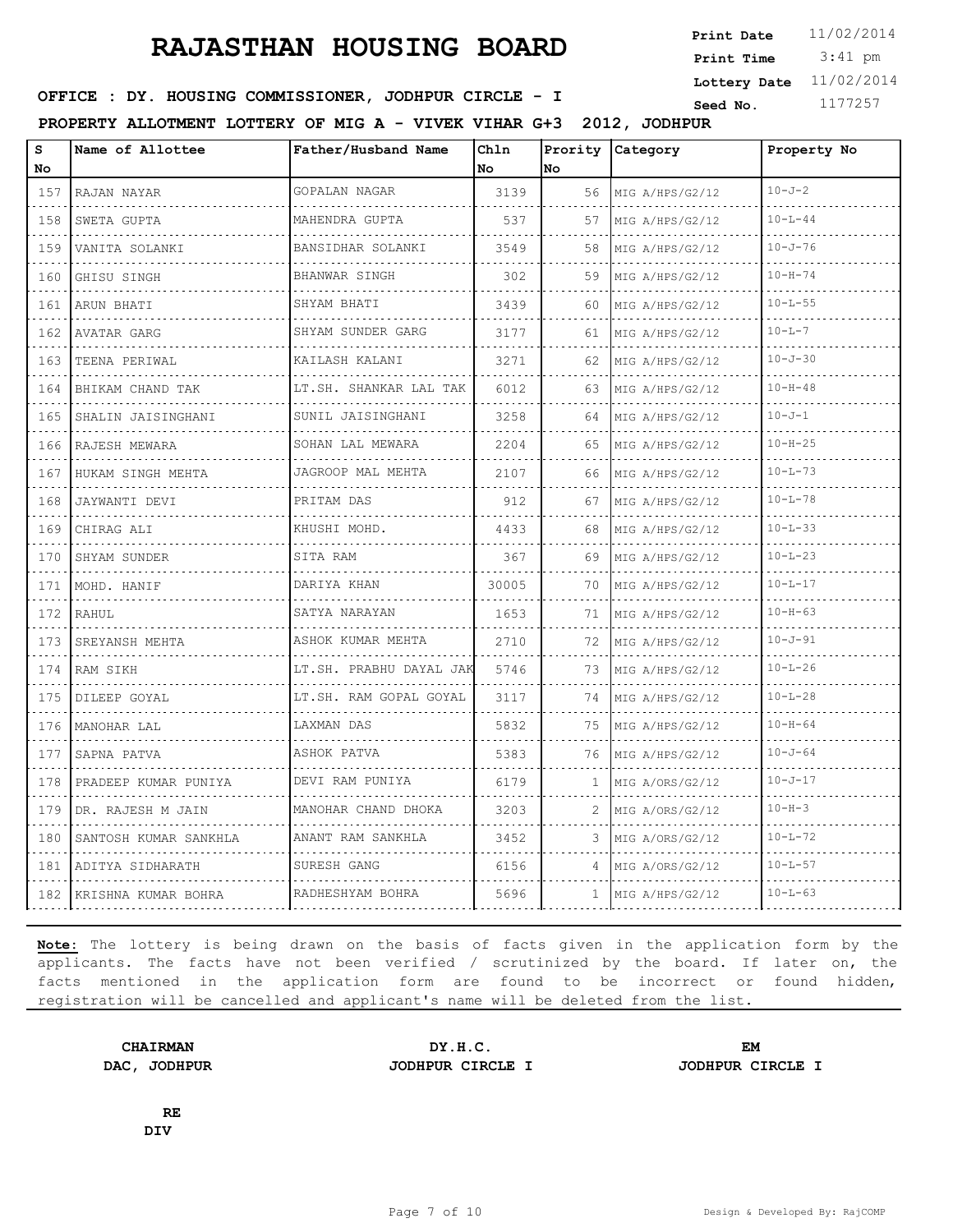# RAJASTHAN HOUSING BOARD

**Print Date** 11/02/2014
**Print Time** 3:41 pm
**Lottery Date** 11/02/2014
**Seed No.** 1177257

**OFFICE : DY. HOUSING COMMISSIONER, JODHPUR CIRCLE - I**

**PROPERTY ALLOTMENT LOTTERY OF MIG A - VIVEK VIHAR G+3 2012, JODHPUR**

| S No | Name of Allottee | Father/Husband Name | Chln No | Prority No | Category | Property No |
|---|---|---|---|---|---|---|
| 157 | RAJAN NAYAR | GOPALAN NAGAR | 3139 | 56 | MIG A/HPS/G2/12 | 10-J-2 |
| 158 | SWETA GUPTA | MAHENDRA GUPTA | 537 | 57 | MIG A/HPS/G2/12 | 10-L-44 |
| 159 | VANITA SOLANKI | BANSIDHAR SOLANKI | 3549 | 58 | MIG A/HPS/G2/12 | 10-J-76 |
| 160 | GHISU SINGH | BHANWAR SINGH | 302 | 59 | MIG A/HPS/G2/12 | 10-H-74 |
| 161 | ARUN BHATI | SHYAM BHATI | 3439 | 60 | MIG A/HPS/G2/12 | 10-L-55 |
| 162 | AVATAR GARG | SHYAM SUNDER GARG | 3177 | 61 | MIG A/HPS/G2/12 | 10-L-7 |
| 163 | TEENA PERIWAL | KAILASH KALANI | 3271 | 62 | MIG A/HPS/G2/12 | 10-J-30 |
| 164 | BHIKAM CHAND TAK | LT.SH. SHANKAR LAL TAK | 6012 | 63 | MIG A/HPS/G2/12 | 10-H-48 |
| 165 | SHALIN JAISINGHANI | SUNIL JAISINGHANI | 3258 | 64 | MIG A/HPS/G2/12 | 10-J-1 |
| 166 | RAJESH MEWARA | SOHAN LAL MEWARA | 2204 | 65 | MIG A/HPS/G2/12 | 10-H-25 |
| 167 | HUKAM SINGH MEHTA | JAGROOP MAL MEHTA | 2107 | 66 | MIG A/HPS/G2/12 | 10-L-73 |
| 168 | JAYWANTI DEVI | PRITAM DAS | 912 | 67 | MIG A/HPS/G2/12 | 10-L-78 |
| 169 | CHIRAG ALI | KHUSHI MOHD. | 4433 | 68 | MIG A/HPS/G2/12 | 10-L-33 |
| 170 | SHYAM SUNDER | SITA RAM | 367 | 69 | MIG A/HPS/G2/12 | 10-L-23 |
| 171 | MOHD. HANIF | DARIYA KHAN | 30005 | 70 | MIG A/HPS/G2/12 | 10-L-17 |
| 172 | RAHUL | SATYA NARAYAN | 1653 | 71 | MIG A/HPS/G2/12 | 10-H-63 |
| 173 | SREYANSH MEHTA | ASHOK KUMAR MEHTA | 2710 | 72 | MIG A/HPS/G2/12 | 10-J-91 |
| 174 | RAM SIKH | LT.SH. PRABHU DAYAL JAK | 5746 | 73 | MIG A/HPS/G2/12 | 10-L-26 |
| 175 | DILEEP GOYAL | LT.SH. RAM GOPAL GOYAL | 3117 | 74 | MIG A/HPS/G2/12 | 10-L-28 |
| 176 | MANOHAR LAL | LAXMAN DAS | 5832 | 75 | MIG A/HPS/G2/12 | 10-H-64 |
| 177 | SAPNA PATVA | ASHOK PATVA | 5383 | 76 | MIG A/HPS/G2/12 | 10-J-64 |
| 178 | PRADEEP KUMAR PUNIYA | DEVI RAM PUNIYA | 6179 | 1 | MIG A/ORS/G2/12 | 10-J-17 |
| 179 | DR. RAJESH M JAIN | MANOHAR CHAND DHOKA | 3203 | 2 | MIG A/ORS/G2/12 | 10-H-3 |
| 180 | SANTOSH KUMAR SANKHLA | ANANT RAM SANKHLA | 3452 | 3 | MIG A/ORS/G2/12 | 10-L-72 |
| 181 | ADITYA SIDHARATH | SURESH GANG | 6156 | 4 | MIG A/ORS/G2/12 | 10-L-57 |
| 182 | KRISHNA KUMAR BOHRA | RADHESHYAM BOHRA | 5696 | 1 | MIG A/HPS/G2/12 | 10-L-63 |

**Note:** The lottery is being drawn on the basis of facts given in the application form by the applicants. The facts have not been verified / scrutinized by the board. If later on, the facts mentioned in the application form are found to be incorrect or found hidden, registration will be cancelled and applicant's name will be deleted from the list.

**CHAIRMAN**
**DAC, JODHPUR**

**DY.H.C.**
**JODHPUR CIRCLE I**

**EM**
**JODHPUR CIRCLE I**

**RE**
**DIV**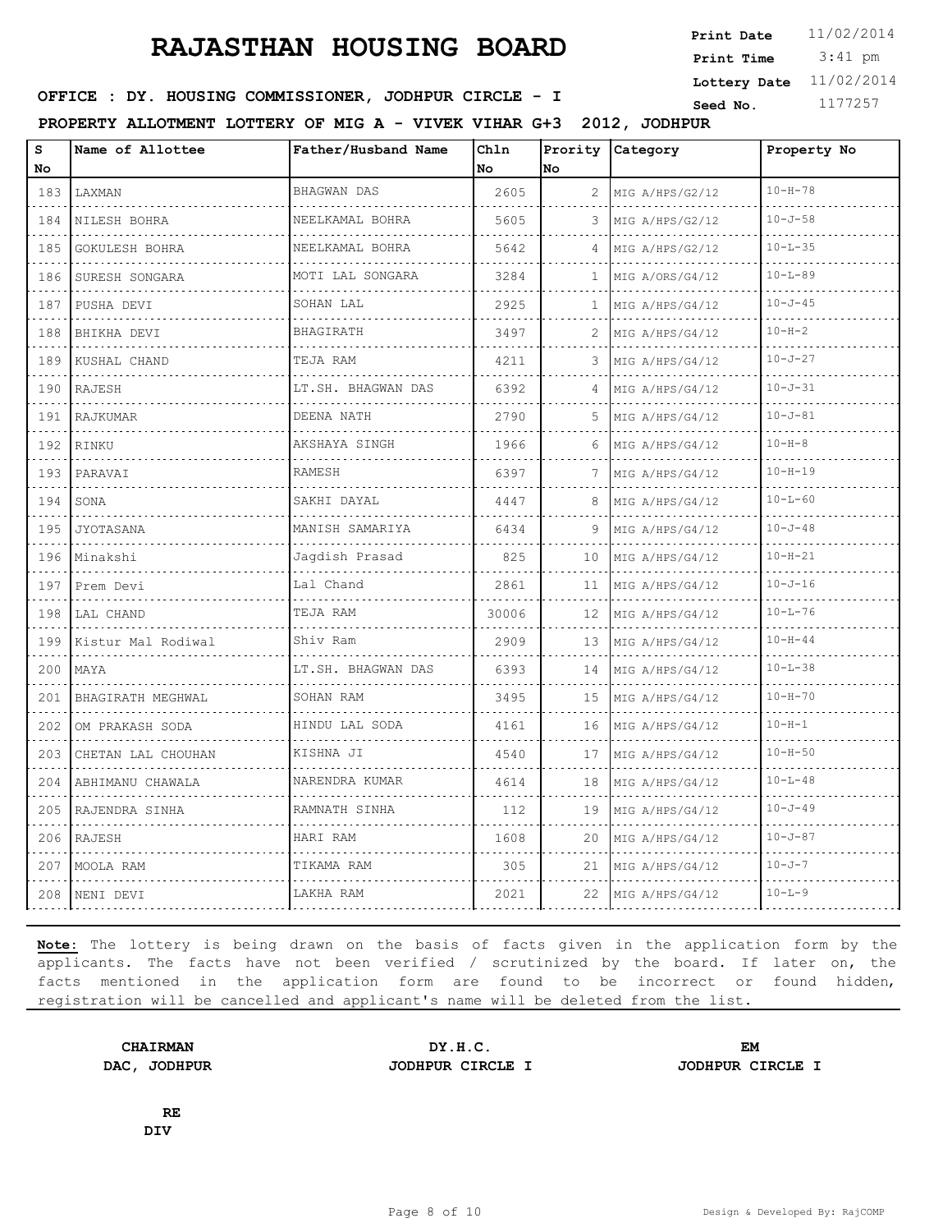# RAJASTHAN HOUSING BOARD

**Print Date** 11/02/2014
**Print Time** 3:41 pm
**Lottery Date** 11/02/2014
**Seed No.** 1177257

**OFFICE : DY. HOUSING COMMISSIONER, JODHPUR CIRCLE - I**

**PROPERTY ALLOTMENT LOTTERY OF MIG A - VIVEK VIHAR G+3 2012, JODHPUR**

| S No | Name of Allottee | Father/Husband Name | Chln No | Prority No | Category | Property No |
|---|---|---|---|---|---|---|
| 183 | LAXMAN | BHAGWAN DAS | 2605 | 2 | MIG A/HPS/G2/12 | 10-H-78 |
| 184 | NILESH BOHRA | NEELKAMAL BOHRA | 5605 | 3 | MIG A/HPS/G2/12 | 10-J-58 |
| 185 | GOKULESH BOHRA | NEELKAMAL BOHRA | 5642 | 4 | MIG A/HPS/G2/12 | 10-L-35 |
| 186 | SURESH SONGARA | MOTI LAL SONGARA | 3284 | 1 | MIG A/ORS/G4/12 | 10-L-89 |
| 187 | PUSHA DEVI | SOHAN LAL | 2925 | 1 | MIG A/HPS/G4/12 | 10-J-45 |
| 188 | BHIKHA DEVI | BHAGIRATH | 3497 | 2 | MIG A/HPS/G4/12 | 10-H-2 |
| 189 | KUSHAL CHAND | TEJA RAM | 4211 | 3 | MIG A/HPS/G4/12 | 10-J-27 |
| 190 | RAJESH | LT.SH. BHAGWAN DAS | 6392 | 4 | MIG A/HPS/G4/12 | 10-J-31 |
| 191 | RAJKUMAR | DEENA NATH | 2790 | 5 | MIG A/HPS/G4/12 | 10-J-81 |
| 192 | RINKU | AKSHAYA SINGH | 1966 | 6 | MIG A/HPS/G4/12 | 10-H-8 |
| 193 | PARAVAI | RAMESH | 6397 | 7 | MIG A/HPS/G4/12 | 10-H-19 |
| 194 | SONA | SAKHI DAYAL | 4447 | 8 | MIG A/HPS/G4/12 | 10-L-60 |
| 195 | JYOTASANA | MANISH SAMARIYA | 6434 | 9 | MIG A/HPS/G4/12 | 10-J-48 |
| 196 | Minakshi | Jagdish Prasad | 825 | 10 | MIG A/HPS/G4/12 | 10-H-21 |
| 197 | Prem Devi | Lal Chand | 2861 | 11 | MIG A/HPS/G4/12 | 10-J-16 |
| 198 | LAL CHAND | TEJA RAM | 30006 | 12 | MIG A/HPS/G4/12 | 10-L-76 |
| 199 | Kistur Mal Rodiwal | Shiv Ram | 2909 | 13 | MIG A/HPS/G4/12 | 10-H-44 |
| 200 | MAYA | LT.SH. BHAGWAN DAS | 6393 | 14 | MIG A/HPS/G4/12 | 10-L-38 |
| 201 | BHAGIRATH MEGHWAL | SOHAN RAM | 3495 | 15 | MIG A/HPS/G4/12 | 10-H-70 |
| 202 | OM PRAKASH SODA | HINDU LAL SODA | 4161 | 16 | MIG A/HPS/G4/12 | 10-H-1 |
| 203 | CHETAN LAL CHOUHAN | KISHNA JI | 4540 | 17 | MIG A/HPS/G4/12 | 10-H-50 |
| 204 | ABHIMANU CHAWALA | NARENDRA KUMAR | 4614 | 18 | MIG A/HPS/G4/12 | 10-L-48 |
| 205 | RAJENDRA SINHA | RAMNATH SINHA | 112 | 19 | MIG A/HPS/G4/12 | 10-J-49 |
| 206 | RAJESH | HARI RAM | 1608 | 20 | MIG A/HPS/G4/12 | 10-J-87 |
| 207 | MOOLA RAM | TIKAMA RAM | 305 | 21 | MIG A/HPS/G4/12 | 10-J-7 |
| 208 | NENI DEVI | LAKHA RAM | 2021 | 22 | MIG A/HPS/G4/12 | 10-L-9 |

**Note:** The lottery is being drawn on the basis of facts given in the application form by the applicants. The facts have not been verified / scrutinized by the board. If later on, the facts mentioned in the application form are found to be incorrect or found hidden, registration will be cancelled and applicant's name will be deleted from the list.

**CHAIRMAN**
**DAC, JODHPUR**

**DY.H.C.**
**JODHPUR CIRCLE I**

**EM**
**JODHPUR CIRCLE I**

**RE**
**DIV**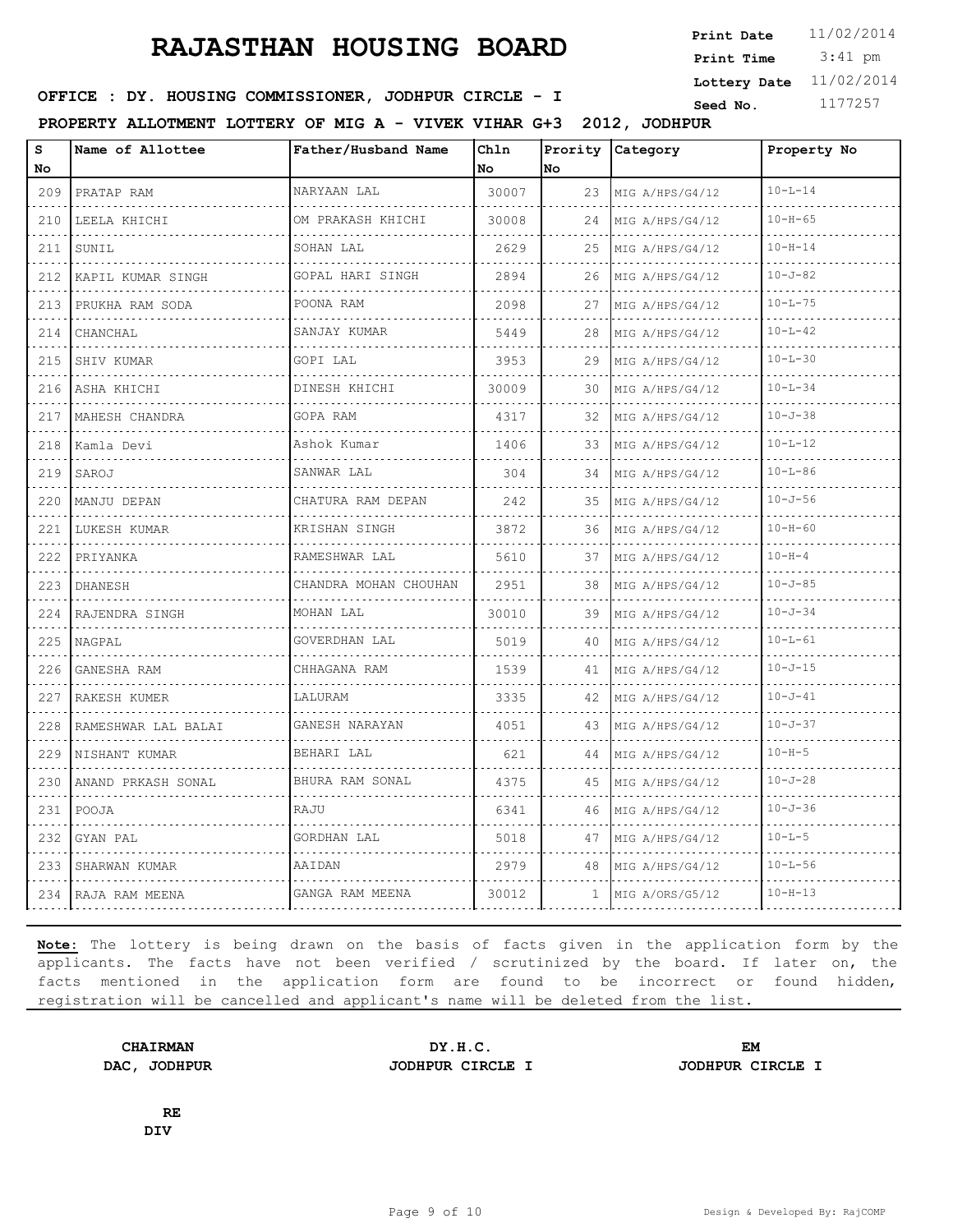# RAJASTHAN HOUSING BOARD

**Print Date** 11/02/2014
**Print Time** 3:41 pm
**Lottery Date** 11/02/2014
**Seed No.** 1177257

**OFFICE : DY. HOUSING COMMISSIONER, JODHPUR CIRCLE - I**

**PROPERTY ALLOTMENT LOTTERY OF MIG A - VIVEK VIHAR G+3 2012, JODHPUR**

| S No | Name of Allottee | Father/Husband Name | Chln No | Prority No | Category | Property No |
|---|---|---|---|---|---|---|
| 209 | PRATAP RAM | NARYAAN LAL | 30007 | 23 | MIG A/HPS/G4/12 | 10-L-14 |
| 210 | LEELA KHICHI | OM PRAKASH KHICHI | 30008 | 24 | MIG A/HPS/G4/12 | 10-H-65 |
| 211 | SUNIL | SOHAN LAL | 2629 | 25 | MIG A/HPS/G4/12 | 10-H-14 |
| 212 | KAPIL KUMAR SINGH | GOPAL HARI SINGH | 2894 | 26 | MIG A/HPS/G4/12 | 10-J-82 |
| 213 | PRUKHA RAM SODA | POONA RAM | 2098 | 27 | MIG A/HPS/G4/12 | 10-L-75 |
| 214 | CHANCHAL | SANJAY KUMAR | 5449 | 28 | MIG A/HPS/G4/12 | 10-L-42 |
| 215 | SHIV KUMAR | GOPI LAL | 3953 | 29 | MIG A/HPS/G4/12 | 10-L-30 |
| 216 | ASHA KHICHI | DINESH KHICHI | 30009 | 30 | MIG A/HPS/G4/12 | 10-L-34 |
| 217 | MAHESH CHANDRA | GOPA RAM | 4317 | 32 | MIG A/HPS/G4/12 | 10-J-38 |
| 218 | Kamla Devi | Ashok Kumar | 1406 | 33 | MIG A/HPS/G4/12 | 10-L-12 |
| 219 | SAROJ | SANWAR LAL | 304 | 34 | MIG A/HPS/G4/12 | 10-L-86 |
| 220 | MANJU DEPAN | CHATURA RAM DEPAN | 242 | 35 | MIG A/HPS/G4/12 | 10-J-56 |
| 221 | LUKESH KUMAR | KRISHAN SINGH | 3872 | 36 | MIG A/HPS/G4/12 | 10-H-60 |
| 222 | PRIYANKA | RAMESHWAR LAL | 5610 | 37 | MIG A/HPS/G4/12 | 10-H-4 |
| 223 | DHANESH | CHANDRA MOHAN CHOUHAN | 2951 | 38 | MIG A/HPS/G4/12 | 10-J-85 |
| 224 | RAJENDRA SINGH | MOHAN LAL | 30010 | 39 | MIG A/HPS/G4/12 | 10-J-34 |
| 225 | NAGPAL | GOVERDHAN LAL | 5019 | 40 | MIG A/HPS/G4/12 | 10-L-61 |
| 226 | GANESHA RAM | CHHAGANA RAM | 1539 | 41 | MIG A/HPS/G4/12 | 10-J-15 |
| 227 | RAKESH KUMER | LALURAM | 3335 | 42 | MIG A/HPS/G4/12 | 10-J-41 |
| 228 | RAMESHWAR LAL BALAI | GANESH NARAYAN | 4051 | 43 | MIG A/HPS/G4/12 | 10-J-37 |
| 229 | NISHANT KUMAR | BEHARI LAL | 621 | 44 | MIG A/HPS/G4/12 | 10-H-5 |
| 230 | ANAND PRKASH SONAL | BHURA RAM SONAL | 4375 | 45 | MIG A/HPS/G4/12 | 10-J-28 |
| 231 | POOJA | RAJU | 6341 | 46 | MIG A/HPS/G4/12 | 10-J-36 |
| 232 | GYAN PAL | GORDHAN LAL | 5018 | 47 | MIG A/HPS/G4/12 | 10-L-5 |
| 233 | SHARWAN KUMAR | AAIDAN | 2979 | 48 | MIG A/HPS/G4/12 | 10-L-56 |
| 234 | RAJA RAM MEENA | GANGA RAM MEENA | 30012 | 1 | MIG A/ORS/G5/12 | 10-H-13 |

**Note:** The lottery is being drawn on the basis of facts given in the application form by the applicants. The facts have not been verified / scrutinized by the board. If later on, the facts mentioned in the application form are found to be incorrect or found hidden, registration will be cancelled and applicant's name will be deleted from the list.

**CHAIRMAN**
**DAC, JODHPUR**

**DY.H.C.**
**JODHPUR CIRCLE I**

**EM**
**JODHPUR CIRCLE I**

**RE**
**DIV**

Design & Developed By: RajCOMP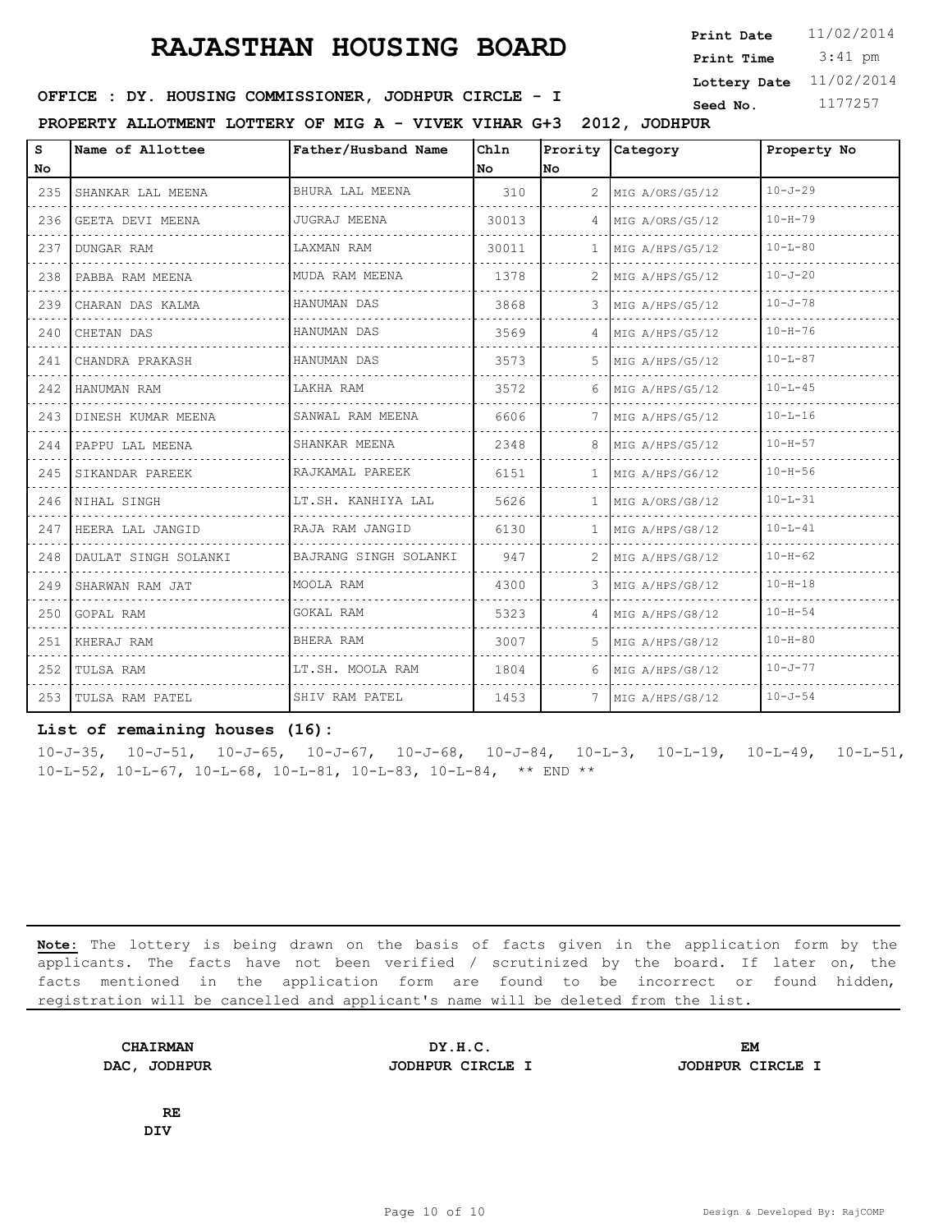# RAJASTHAN HOUSING BOARD

**Print Date** 11/02/2014
**Print Time** 3:41 pm
**Lottery Date** 11/02/2014
**Seed No.** 1177257

**OFFICE : DY. HOUSING COMMISSIONER, JODHPUR CIRCLE - I**

**PROPERTY ALLOTMENT LOTTERY OF MIG A - VIVEK VIHAR G+3 2012, JODHPUR**

| S No | Name of Allottee | Father/Husband Name | Chln No | Prority No | Category | Property No |
|---|---|---|---|---|---|---|
| 235 | SHANKAR LAL MEENA | BHURA LAL MEENA | 310 | 2 | MIG A/ORS/G5/12 | 10-J-29 |
| 236 | GEETA DEVI MEENA | JUGRAJ MEENA | 30013 | 4 | MIG A/ORS/G5/12 | 10-H-79 |
| 237 | DUNGAR RAM | LAXMAN RAM | 30011 | 1 | MIG A/HPS/G5/12 | 10-L-80 |
| 238 | PABBA RAM MEENA | MUDA RAM MEENA | 1378 | 2 | MIG A/HPS/G5/12 | 10-J-20 |
| 239 | CHARAN DAS KALMA | HANUMAN DAS | 3868 | 3 | MIG A/HPS/G5/12 | 10-J-78 |
| 240 | CHETAN DAS | HANUMAN DAS | 3569 | 4 | MIG A/HPS/G5/12 | 10-H-76 |
| 241 | CHANDRA PRAKASH | HANUMAN DAS | 3573 | 5 | MIG A/HPS/G5/12 | 10-L-87 |
| 242 | HANUMAN RAM | LAKHA RAM | 3572 | 6 | MIG A/HPS/G5/12 | 10-L-45 |
| 243 | DINESH KUMAR MEENA | SANWAL RAM MEENA | 6606 | 7 | MIG A/HPS/G5/12 | 10-L-16 |
| 244 | PAPPU LAL MEENA | SHANKAR MEENA | 2348 | 8 | MIG A/HPS/G5/12 | 10-H-57 |
| 245 | SIKANDAR PAREEK | RAJKAMAL PAREEK | 6151 | 1 | MIG A/HPS/G6/12 | 10-H-56 |
| 246 | NIHAL SINGH | LT.SH. KANHIYA LAL | 5626 | 1 | MIG A/ORS/G8/12 | 10-L-31 |
| 247 | HEERA LAL JANGID | RAJA RAM JANGID | 6130 | 1 | MIG A/HPS/G8/12 | 10-L-41 |
| 248 | DAULAT SINGH SOLANKI | BAJRANG SINGH SOLANKI | 947 | 2 | MIG A/HPS/G8/12 | 10-H-62 |
| 249 | SHARWAN RAM JAT | MOOLA RAM | 4300 | 3 | MIG A/HPS/G8/12 | 10-H-18 |
| 250 | GOPAL RAM | GOKAL RAM | 5323 | 4 | MIG A/HPS/G8/12 | 10-H-54 |
| 251 | KHERAJ RAM | BHERA RAM | 3007 | 5 | MIG A/HPS/G8/12 | 10-H-80 |
| 252 | TULSA RAM | LT.SH. MOOLA RAM | 1804 | 6 | MIG A/HPS/G8/12 | 10-J-77 |
| 253 | TULSA RAM PATEL | SHIV RAM PATEL | 1453 | 7 | MIG A/HPS/G8/12 | 10-J-54 |

**List of remaining houses (16):**

10-J-35, 10-J-51, 10-J-65, 10-J-67, 10-J-68, 10-J-84, 10-L-3, 10-L-19, 10-L-49, 10-L-51, 10-L-52, 10-L-67, 10-L-68, 10-L-81, 10-L-83, 10-L-84, ** END **

**Note:** The lottery is being drawn on the basis of facts given in the application form by the applicants. The facts have not been verified / scrutinized by the board. If later on, the facts mentioned in the application form are found to be incorrect or found hidden, registration will be cancelled and applicant's name will be deleted from the list.

**CHAIRMAN**
**DAC, JODHPUR**

**DY.H.C.**
**JODHPUR CIRCLE I**

**EM**
**JODHPUR CIRCLE I**

**RE**
**DIV**

Design & Developed By: RajCOMP